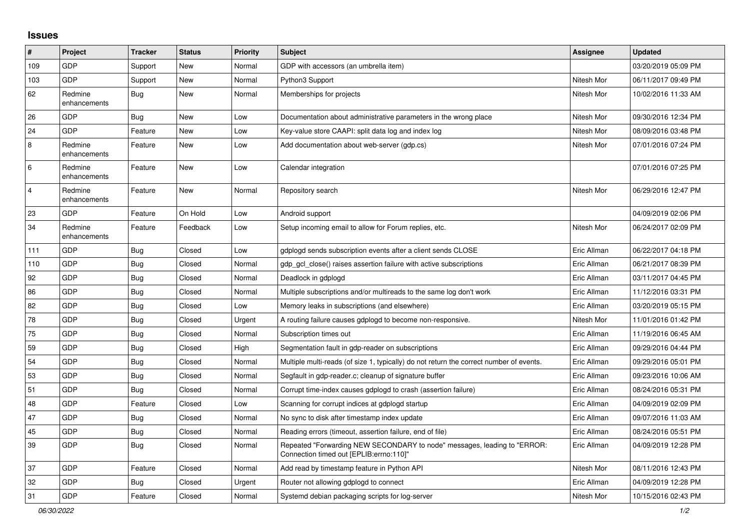## Issues

| # | Project | Tracker | Status | Priority | Subject | Assignee | Updated |
|---|---|---|---|---|---|---|---|
| 109 | GDP | Support | New | Normal | GDP with accessors (an umbrella item) | | 03/20/2019 05:09 PM |
| 103 | GDP | Support | New | Normal | Python3 Support | Nitesh Mor | 06/11/2017 09:49 PM |
| 62 | Redmine enhancements | Bug | New | Normal | Memberships for projects | Nitesh Mor | 10/02/2016 11:33 AM |
| 26 | GDP | Bug | New | Low | Documentation about administrative parameters in the wrong place | Nitesh Mor | 09/30/2016 12:34 PM |
| 24 | GDP | Feature | New | Low | Key-value store CAAPI: split data log and index log | Nitesh Mor | 08/09/2016 03:48 PM |
| 8 | Redmine enhancements | Feature | New | Low | Add documentation about web-server (gdp.cs) | Nitesh Mor | 07/01/2016 07:24 PM |
| 6 | Redmine enhancements | Feature | New | Low | Calendar integration | | 07/01/2016 07:25 PM |
| 4 | Redmine enhancements | Feature | New | Normal | Repository search | Nitesh Mor | 06/29/2016 12:47 PM |
| 23 | GDP | Feature | On Hold | Low | Android support | | 04/09/2019 02:06 PM |
| 34 | Redmine enhancements | Feature | Feedback | Low | Setup incoming email to allow for Forum replies, etc. | Nitesh Mor | 06/24/2017 02:09 PM |
| 111 | GDP | Bug | Closed | Low | gdplogd sends subscription events after a client sends CLOSE | Eric Allman | 06/22/2017 04:18 PM |
| 110 | GDP | Bug | Closed | Normal | gdp_gcl_close() raises assertion failure with active subscriptions | Eric Allman | 06/21/2017 08:39 PM |
| 92 | GDP | Bug | Closed | Normal | Deadlock in gdplogd | Eric Allman | 03/11/2017 04:45 PM |
| 86 | GDP | Bug | Closed | Normal | Multiple subscriptions and/or multireads to the same log don't work | Eric Allman | 11/12/2016 03:31 PM |
| 82 | GDP | Bug | Closed | Low | Memory leaks in subscriptions (and elsewhere) | Eric Allman | 03/20/2019 05:15 PM |
| 78 | GDP | Bug | Closed | Urgent | A routing failure causes gdplogd to become non-responsive. | Nitesh Mor | 11/01/2016 01:42 PM |
| 75 | GDP | Bug | Closed | Normal | Subscription times out | Eric Allman | 11/19/2016 06:45 AM |
| 59 | GDP | Bug | Closed | High | Segmentation fault in gdp-reader on subscriptions | Eric Allman | 09/29/2016 04:44 PM |
| 54 | GDP | Bug | Closed | Normal | Multiple multi-reads (of size 1, typically) do not return the correct number of events. | Eric Allman | 09/29/2016 05:01 PM |
| 53 | GDP | Bug | Closed | Normal | Segfault in gdp-reader.c; cleanup of signature buffer | Eric Allman | 09/23/2016 10:06 AM |
| 51 | GDP | Bug | Closed | Normal | Corrupt time-index causes gdplogd to crash (assertion failure) | Eric Allman | 08/24/2016 05:31 PM |
| 48 | GDP | Feature | Closed | Low | Scanning for corrupt indices at gdplogd startup | Eric Allman | 04/09/2019 02:09 PM |
| 47 | GDP | Bug | Closed | Normal | No sync to disk after timestamp index update | Eric Allman | 09/07/2016 11:03 AM |
| 45 | GDP | Bug | Closed | Normal | Reading errors (timeout, assertion failure, end of file) | Eric Allman | 08/24/2016 05:51 PM |
| 39 | GDP | Bug | Closed | Normal | Repeated "Forwarding NEW SECONDARY to node" messages, leading to "ERROR: Connection timed out [EPLIB:errno:110]" | Eric Allman | 04/09/2019 12:28 PM |
| 37 | GDP | Feature | Closed | Normal | Add read by timestamp feature in Python API | Nitesh Mor | 08/11/2016 12:43 PM |
| 32 | GDP | Bug | Closed | Urgent | Router not allowing gdplogd to connect | Eric Allman | 04/09/2019 12:28 PM |
| 31 | GDP | Feature | Closed | Normal | Systemd debian packaging scripts for log-server | Nitesh Mor | 10/15/2016 02:43 PM |

*06/30/2022*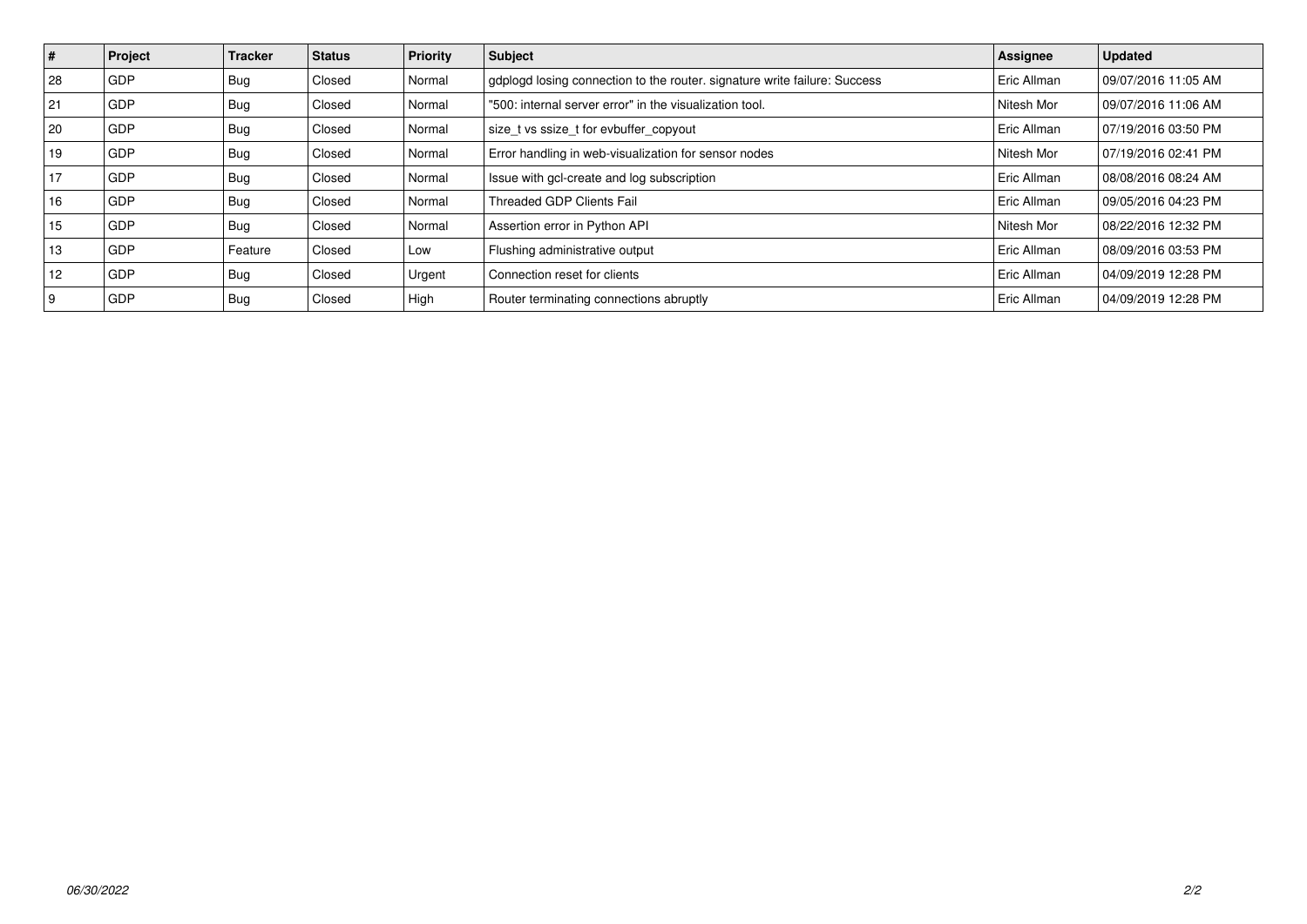| # | Project | Tracker | Status | Priority | Subject | Assignee | Updated |
|---|---|---|---|---|---|---|---|
| 28 | GDP | Bug | Closed | Normal | gdplogd losing connection to the router. signature write failure: Success | Eric Allman | 09/07/2016 11:05 AM |
| 21 | GDP | Bug | Closed | Normal | "500: internal server error" in the visualization tool. | Nitesh Mor | 09/07/2016 11:06 AM |
| 20 | GDP | Bug | Closed | Normal | size_t vs ssize_t for evbuffer_copyout | Eric Allman | 07/19/2016 03:50 PM |
| 19 | GDP | Bug | Closed | Normal | Error handling in web-visualization for sensor nodes | Nitesh Mor | 07/19/2016 02:41 PM |
| 17 | GDP | Bug | Closed | Normal | Issue with gcl-create and log subscription | Eric Allman | 08/08/2016 08:24 AM |
| 16 | GDP | Bug | Closed | Normal | Threaded GDP Clients Fail | Eric Allman | 09/05/2016 04:23 PM |
| 15 | GDP | Bug | Closed | Normal | Assertion error in Python API | Nitesh Mor | 08/22/2016 12:32 PM |
| 13 | GDP | Feature | Closed | Low | Flushing administrative output | Eric Allman | 08/09/2016 03:53 PM |
| 12 | GDP | Bug | Closed | Urgent | Connection reset for clients | Eric Allman | 04/09/2019 12:28 PM |
| 9 | GDP | Bug | Closed | High | Router terminating connections abruptly | Eric Allman | 04/09/2019 12:28 PM |